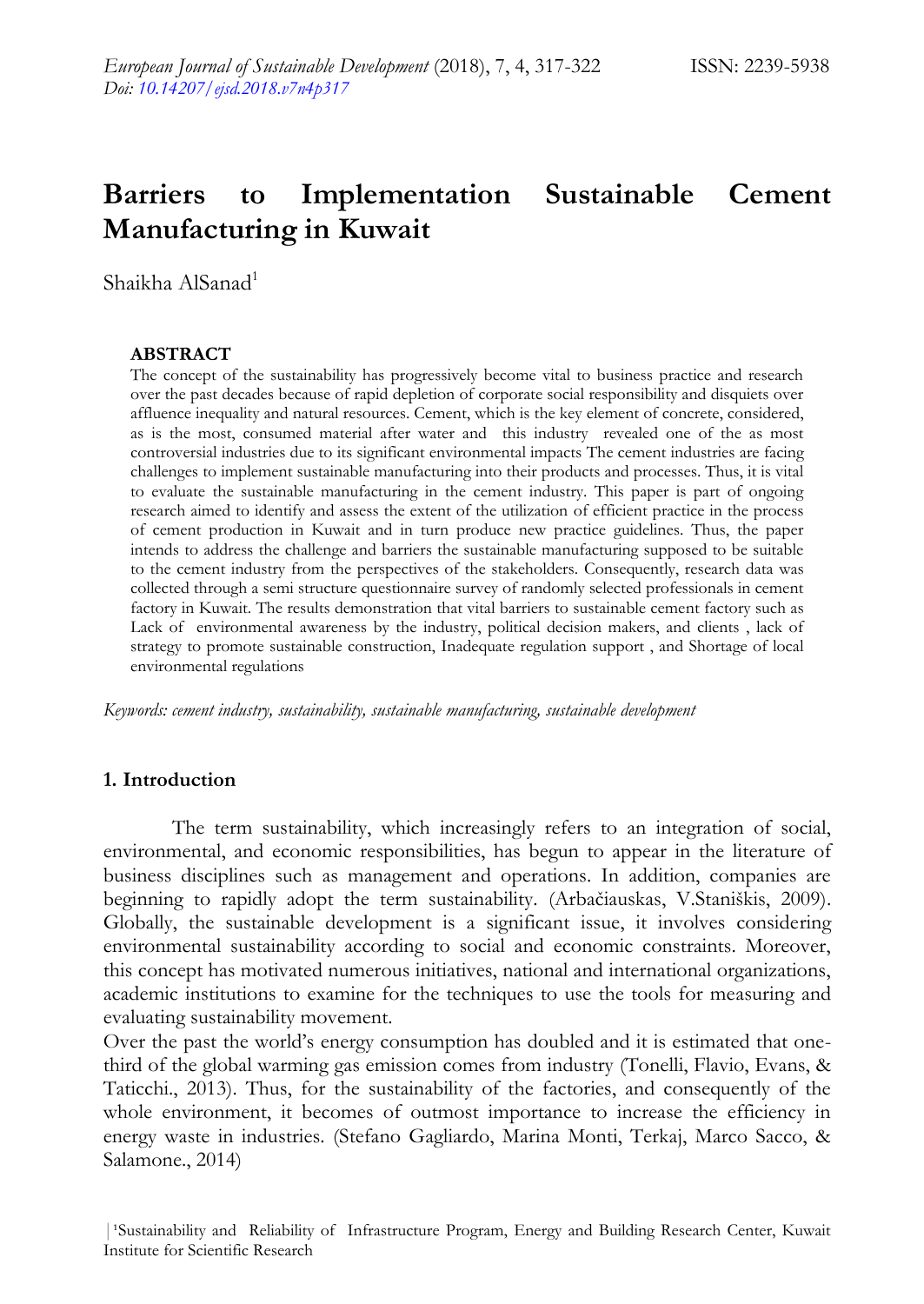# Barriers to Implementation Sustainable Cement Manufacturing in Kuwait

Shaikha AlSanad[1]

**ABSTRACT**

The concept of the sustainability has progressively become vital to business practice and research over the past decades because of rapid depletion of corporate social responsibility and disquiets over affluence inequality and natural resources. Cement, which is the key element of concrete, considered, as is the most, consumed material after water and this industry revealed one of the as most controversial industries due to its significant environmental impacts The cement industries are facing challenges to implement sustainable manufacturing into their products and processes. Thus, it is vital to evaluate the sustainable manufacturing in the cement industry. This paper is part of ongoing research aimed to identify and assess the extent of the utilization of efficient practice in the process of cement production in Kuwait and in turn produce new practice guidelines. Thus, the paper intends to address the challenge and barriers the sustainable manufacturing supposed to be suitable to the cement industry from the perspectives of the stakeholders. Consequently, research data was collected through a semi structure questionnaire survey of randomly selected professionals in cement factory in Kuwait. The results demonstration that vital barriers to sustainable cement factory such as Lack of environmental awareness by the industry, political decision makers, and clients , lack of strategy to promote sustainable construction, Inadequate regulation support , and Shortage of local environmental regulations

*Keywords: cement industry, sustainability, sustainable manufacturing, sustainable development*

## 1. Introduction

The term sustainability, which increasingly refers to an integration of social, environmental, and economic responsibilities, has begun to appear in the literature of business disciplines such as management and operations. In addition, companies are beginning to rapidly adopt the term sustainability. (Arbačiauskas, V.Staniškis, 2009). Globally, the sustainable development is a significant issue, it involves considering environmental sustainability according to social and economic constraints. Moreover, this concept has motivated numerous initiatives, national and international organizations, academic institutions to examine for the techniques to use the tools for measuring and evaluating sustainability movement.

Over the past the world's energy consumption has doubled and it is estimated that one-third of the global warming gas emission comes from industry (Tonelli, Flavio, Evans, & Taticchi., 2013). Thus, for the sustainability of the factories, and consequently of the whole environment, it becomes of outmost importance to increase the efficiency in energy waste in industries. (Stefano Gagliardo, Marina Monti, Terkaj, Marco Sacco, & Salamone., 2014)

[1]Sustainability and Reliability of Infrastructure Program, Energy and Building Research Center, Kuwait Institute for Scientific Research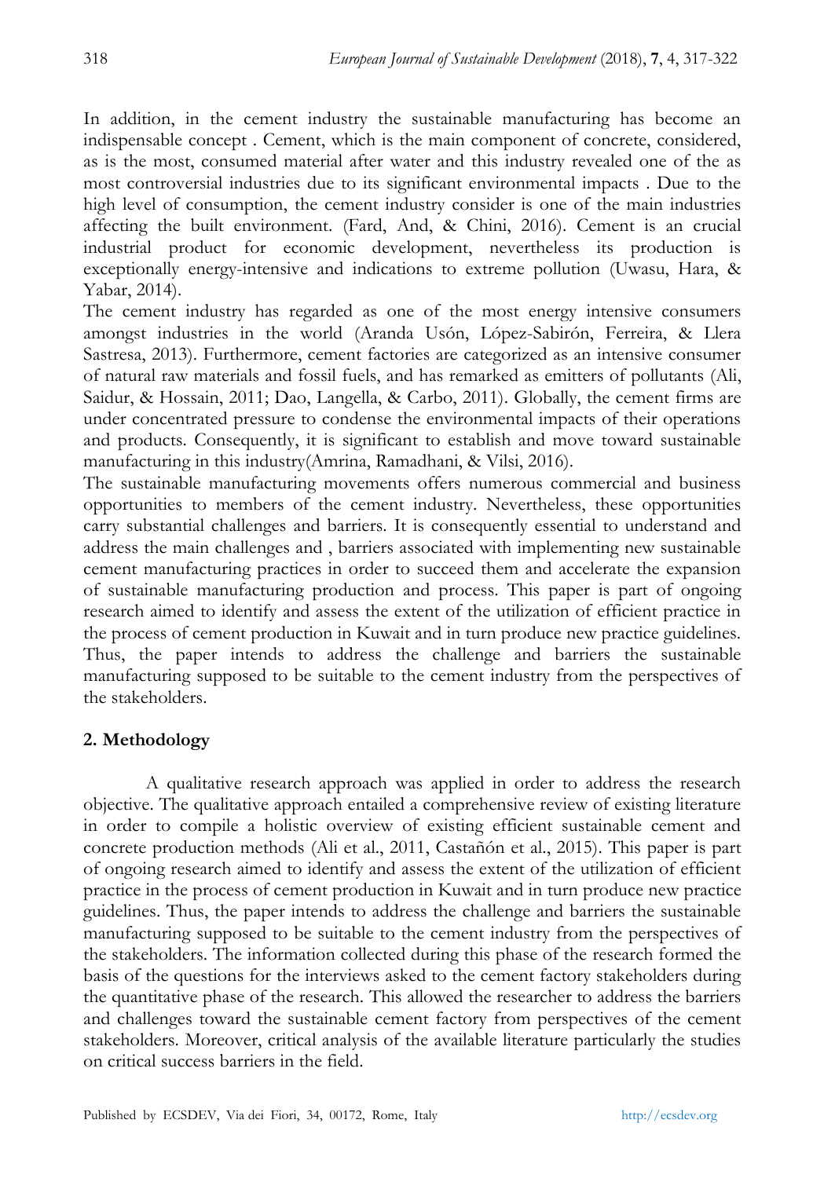In addition, in the cement industry the sustainable manufacturing has become an indispensable concept . Cement, which is the main component of concrete, considered, as is the most, consumed material after water and this industry revealed one of the as most controversial industries due to its significant environmental impacts . Due to the high level of consumption, the cement industry consider is one of the main industries affecting the built environment. (Fard, And, & Chini, 2016). Cement is an crucial industrial product for economic development, nevertheless its production is exceptionally energy-intensive and indications to extreme pollution (Uwasu, Hara, & Yabar, 2014).

The cement industry has regarded as one of the most energy intensive consumers amongst industries in the world (Aranda Usón, López-Sabirón, Ferreira, & Llera Sastresa, 2013). Furthermore, cement factories are categorized as an intensive consumer of natural raw materials and fossil fuels, and has remarked as emitters of pollutants (Ali, Saidur, & Hossain, 2011; Dao, Langella, & Carbo, 2011). Globally, the cement firms are under concentrated pressure to condense the environmental impacts of their operations and products. Consequently, it is significant to establish and move toward sustainable manufacturing in this industry(Amrina, Ramadhani, & Vilsi, 2016).

The sustainable manufacturing movements offers numerous commercial and business opportunities to members of the cement industry. Nevertheless, these opportunities carry substantial challenges and barriers. It is consequently essential to understand and address the main challenges and , barriers associated with implementing new sustainable cement manufacturing practices in order to succeed them and accelerate the expansion of sustainable manufacturing production and process. This paper is part of ongoing research aimed to identify and assess the extent of the utilization of efficient practice in the process of cement production in Kuwait and in turn produce new practice guidelines. Thus, the paper intends to address the challenge and barriers the sustainable manufacturing supposed to be suitable to the cement industry from the perspectives of the stakeholders.

## 2. Methodology

A qualitative research approach was applied in order to address the research objective. The qualitative approach entailed a comprehensive review of existing literature in order to compile a holistic overview of existing efficient sustainable cement and concrete production methods (Ali et al., 2011, Castañón et al., 2015). This paper is part of ongoing research aimed to identify and assess the extent of the utilization of efficient practice in the process of cement production in Kuwait and in turn produce new practice guidelines. Thus, the paper intends to address the challenge and barriers the sustainable manufacturing supposed to be suitable to the cement industry from the perspectives of the stakeholders. The information collected during this phase of the research formed the basis of the questions for the interviews asked to the cement factory stakeholders during the quantitative phase of the research. This allowed the researcher to address the barriers and challenges toward the sustainable cement factory from perspectives of the cement stakeholders. Moreover, critical analysis of the available literature particularly the studies on critical success barriers in the field.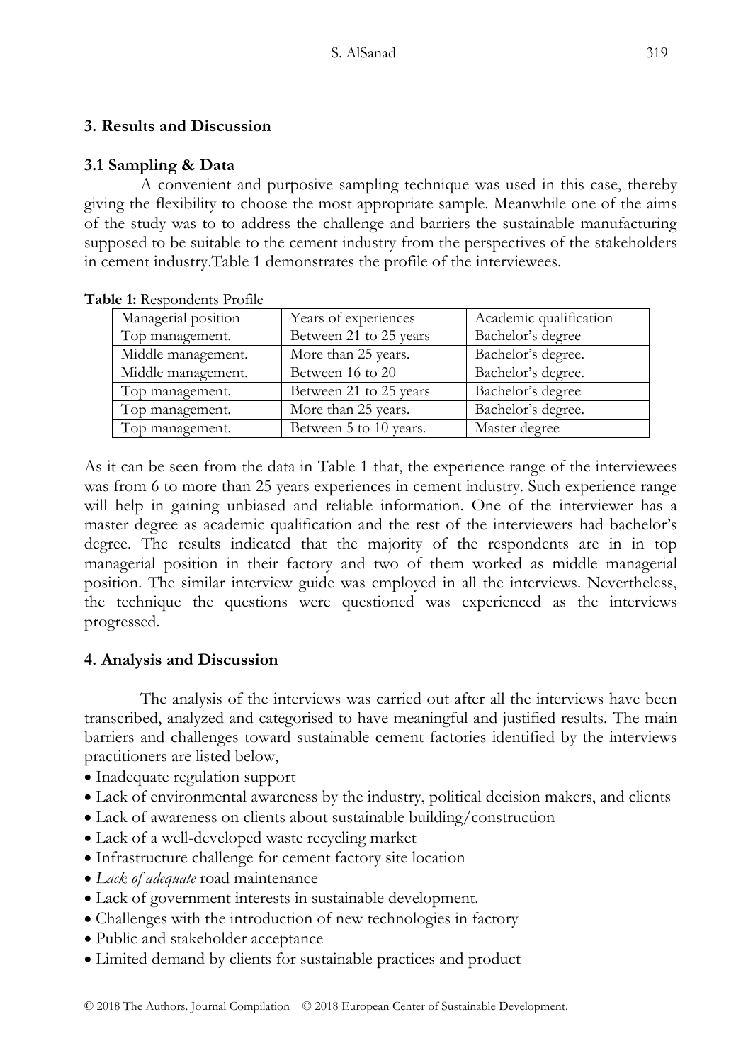## 3. Results and Discussion

### 3.1 Sampling & Data

A convenient and purposive sampling technique was used in this case, thereby giving the flexibility to choose the most appropriate sample. Meanwhile one of the aims of the study was to to address the challenge and barriers the sustainable manufacturing supposed to be suitable to the cement industry from the perspectives of the stakeholders in cement industry.Table 1 demonstrates the profile of the interviewees.

**Table 1:** Respondents Profile

| Managerial position | Years of experiences | Academic qualification |
|---|---|---|
| Top management. | Between 21 to 25 years | Bachelor's degree |
| Middle management. | More than 25 years. | Bachelor's degree. |
| Middle management. | Between 16 to 20 | Bachelor's degree. |
| Top management. | Between 21 to 25 years | Bachelor's degree |
| Top management. | More than 25 years. | Bachelor's degree. |
| Top management. | Between 5 to 10 years. | Master degree |

As it can be seen from the data in Table 1 that, the experience range of the interviewees was from 6 to more than 25 years experiences in cement industry. Such experience range will help in gaining unbiased and reliable information. One of the interviewer has a master degree as academic qualification and the rest of the interviewers had bachelor's degree. The results indicated that the majority of the respondents are in in top managerial position in their factory and two of them worked as middle managerial position. The similar interview guide was employed in all the interviews. Nevertheless, the technique the questions were questioned was experienced as the interviews progressed.

## 4. Analysis and Discussion

The analysis of the interviews was carried out after all the interviews have been transcribed, analyzed and categorised to have meaningful and justified results. The main barriers and challenges toward sustainable cement factories identified by the interviews practitioners are listed below,

- Inadequate regulation support
- Lack of environmental awareness by the industry, political decision makers, and clients
- Lack of awareness on clients about sustainable building/construction
- Lack of a well-developed waste recycling market
- Infrastructure challenge for cement factory site location
- *Lack of adequate* road maintenance
- Lack of government interests in sustainable development.
- Challenges with the introduction of new technologies in factory
- Public and stakeholder acceptance
- Limited demand by clients for sustainable practices and product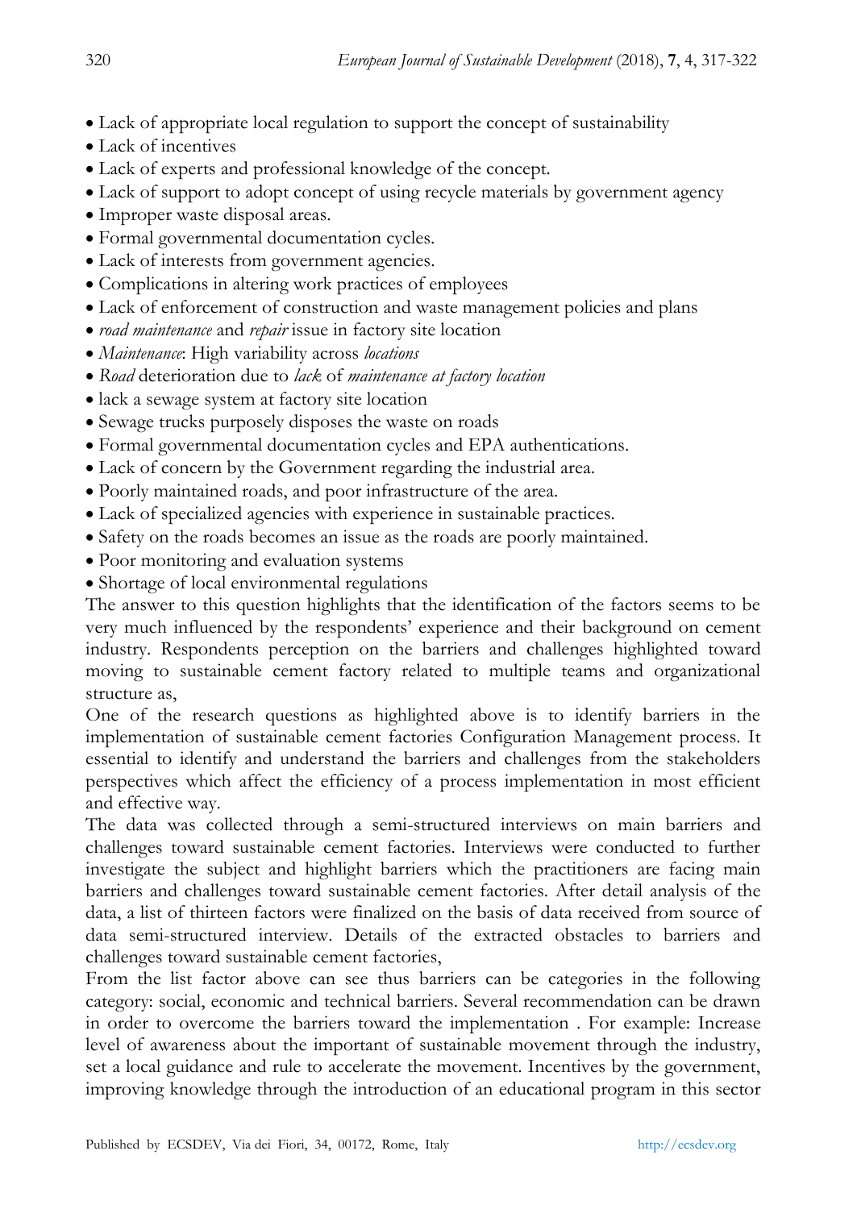- Lack of appropriate local regulation to support the concept of sustainability
- Lack of incentives
- Lack of experts and professional knowledge of the concept.
- Lack of support to adopt concept of using recycle materials by government agency
- Improper waste disposal areas.
- Formal governmental documentation cycles.
- Lack of interests from government agencies.
- Complications in altering work practices of employees
- Lack of enforcement of construction and waste management policies and plans
- *road maintenance* and *repair* issue in factory site location
- *Maintenance*: High variability across *locations*
- *Road* deterioration due to *lack* of *maintenance at factory location*
- lack a sewage system at factory site location
- Sewage trucks purposely disposes the waste on roads
- Formal governmental documentation cycles and EPA authentications.
- Lack of concern by the Government regarding the industrial area.
- Poorly maintained roads, and poor infrastructure of the area.
- Lack of specialized agencies with experience in sustainable practices.
- Safety on the roads becomes an issue as the roads are poorly maintained.
- Poor monitoring and evaluation systems
- Shortage of local environmental regulations

The answer to this question highlights that the identification of the factors seems to be very much influenced by the respondents' experience and their background on cement industry. Respondents perception on the barriers and challenges highlighted toward moving to sustainable cement factory related to multiple teams and organizational structure as,

One of the research questions as highlighted above is to identify barriers in the implementation of sustainable cement factories Configuration Management process. It essential to identify and understand the barriers and challenges from the stakeholders perspectives which affect the efficiency of a process implementation in most efficient and effective way.

The data was collected through a semi-structured interviews on main barriers and challenges toward sustainable cement factories. Interviews were conducted to further investigate the subject and highlight barriers which the practitioners are facing main barriers and challenges toward sustainable cement factories. After detail analysis of the data, a list of thirteen factors were finalized on the basis of data received from source of data semi-structured interview. Details of the extracted obstacles to barriers and challenges toward sustainable cement factories,

From the list factor above can see thus barriers can be categories in the following category: social, economic and technical barriers. Several recommendation can be drawn in order to overcome the barriers toward the implementation . For example: Increase level of awareness about the important of sustainable movement through the industry, set a local guidance and rule to accelerate the movement. Incentives by the government, improving knowledge through the introduction of an educational program in this sector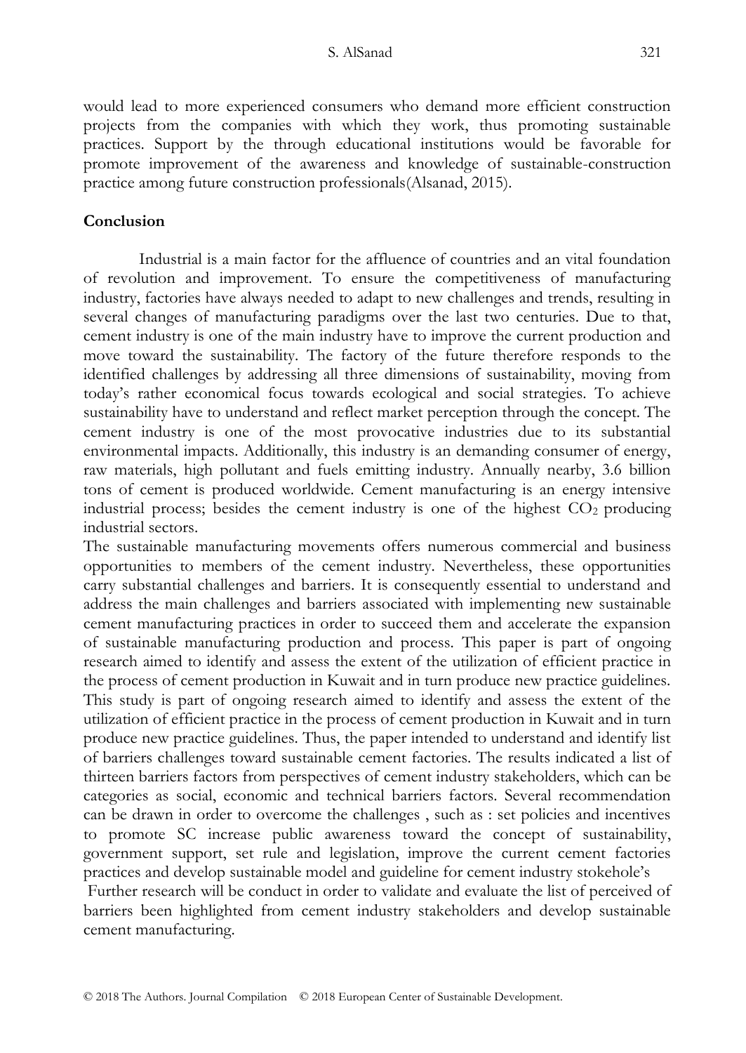would lead to more experienced consumers who demand more efficient construction projects from the companies with which they work, thus promoting sustainable practices. Support by the through educational institutions would be favorable for promote improvement of the awareness and knowledge of sustainable-construction practice among future construction professionals(Alsanad, 2015).

## Conclusion

Industrial is a main factor for the affluence of countries and an vital foundation of revolution and improvement. To ensure the competitiveness of manufacturing industry, factories have always needed to adapt to new challenges and trends, resulting in several changes of manufacturing paradigms over the last two centuries. Due to that, cement industry is one of the main industry have to improve the current production and move toward the sustainability. The factory of the future therefore responds to the identified challenges by addressing all three dimensions of sustainability, moving from today's rather economical focus towards ecological and social strategies. To achieve sustainability have to understand and reflect market perception through the concept. The cement industry is one of the most provocative industries due to its substantial environmental impacts. Additionally, this industry is an demanding consumer of energy, raw materials, high pollutant and fuels emitting industry. Annually nearby, 3.6 billion tons of cement is produced worldwide. Cement manufacturing is an energy intensive industrial process; besides the cement industry is one of the highest $CO_2$ producing industrial sectors.

The sustainable manufacturing movements offers numerous commercial and business opportunities to members of the cement industry. Nevertheless, these opportunities carry substantial challenges and barriers. It is consequently essential to understand and address the main challenges and barriers associated with implementing new sustainable cement manufacturing practices in order to succeed them and accelerate the expansion of sustainable manufacturing production and process. This paper is part of ongoing research aimed to identify and assess the extent of the utilization of efficient practice in the process of cement production in Kuwait and in turn produce new practice guidelines. This study is part of ongoing research aimed to identify and assess the extent of the utilization of efficient practice in the process of cement production in Kuwait and in turn produce new practice guidelines. Thus, the paper intended to understand and identify list of barriers challenges toward sustainable cement factories. The results indicated a list of thirteen barriers factors from perspectives of cement industry stakeholders, which can be categories as social, economic and technical barriers factors. Several recommendation can be drawn in order to overcome the challenges , such as : set policies and incentives to promote SC increase public awareness toward the concept of sustainability, government support, set rule and legislation, improve the current cement factories practices and develop sustainable model and guideline for cement industry stokehole's

Further research will be conduct in order to validate and evaluate the list of perceived of barriers been highlighted from cement industry stakeholders and develop sustainable cement manufacturing.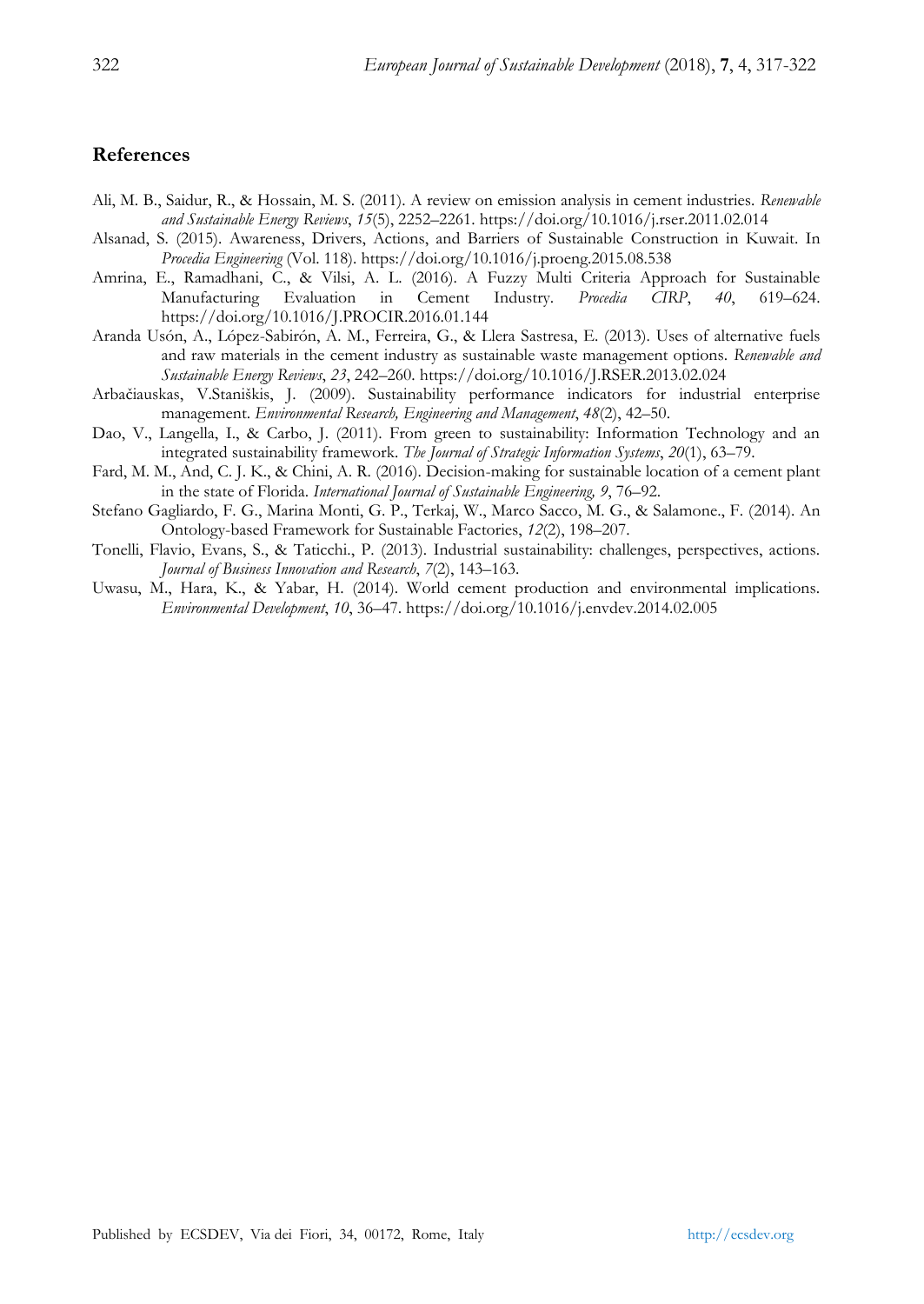## References

Ali, M. B., Saidur, R., & Hossain, M. S. (2011). A review on emission analysis in cement industries. *Renewable and Sustainable Energy Reviews*, *15*(5), 2252–2261. https://doi.org/10.1016/j.rser.2011.02.014

Alsanad, S. (2015). Awareness, Drivers, Actions, and Barriers of Sustainable Construction in Kuwait. In *Procedia Engineering* (Vol. 118). https://doi.org/10.1016/j.proeng.2015.08.538

Amrina, E., Ramadhani, C., & Vilsi, A. L. (2016). A Fuzzy Multi Criteria Approach for Sustainable Manufacturing Evaluation in Cement Industry. *Procedia CIRP*, *40*, 619–624. https://doi.org/10.1016/J.PROCIR.2016.01.144

Aranda Usón, A., López-Sabirón, A. M., Ferreira, G., & Llera Sastresa, E. (2013). Uses of alternative fuels and raw materials in the cement industry as sustainable waste management options. *Renewable and Sustainable Energy Reviews*, *23*, 242–260. https://doi.org/10.1016/J.RSER.2013.02.024

Arbačiauskas, V.Staniškis, J. (2009). Sustainability performance indicators for industrial enterprise management. *Environmental Research, Engineering and Management*, *48*(2), 42–50.

Dao, V., Langella, I., & Carbo, J. (2011). From green to sustainability: Information Technology and an integrated sustainability framework. *The Journal of Strategic Information Systems*, *20*(1), 63–79.

Fard, M. M., And, C. J. K., & Chini, A. R. (2016). Decision-making for sustainable location of a cement plant in the state of Florida. *International Journal of Sustainable Engineering, 9*, 76–92.

Stefano Gagliardo, F. G., Marina Monti, G. P., Terkaj, W., Marco Sacco, M. G., & Salamone., F. (2014). An Ontology-based Framework for Sustainable Factories, *12*(2), 198–207.

Tonelli, Flavio, Evans, S., & Taticchi., P. (2013). Industrial sustainability: challenges, perspectives, actions. *Journal of Business Innovation and Research*, *7*(2), 143–163.

Uwasu, M., Hara, K., & Yabar, H. (2014). World cement production and environmental implications. *Environmental Development*, *10*, 36–47. https://doi.org/10.1016/j.envdev.2014.02.005